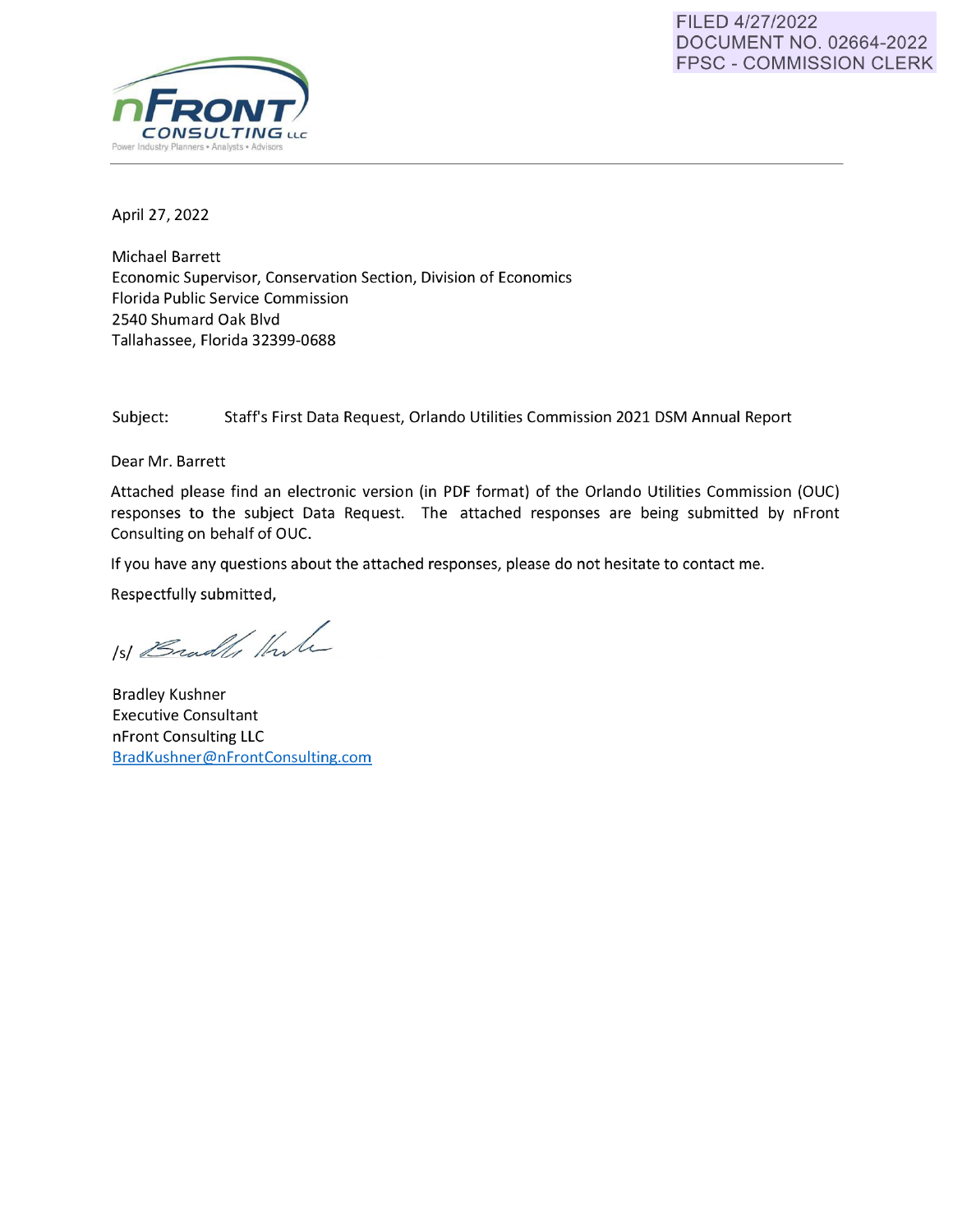FILED 4/27/2022
DOCUMENT NO. 02664-2022
FPSC - COMMISSION CLERK

nFRONT CONSULTING LLC
Power Industry Planners • Analysts • Advisors

April 27, 2022

Michael Barrett
Economic Supervisor, Conservation Section, Division of Economics
Florida Public Service Commission
2540 Shumard Oak Blvd
Tallahassee, Florida 32399-0688

Subject: Staff's First Data Request, Orlando Utilities Commission 2021 DSM Annual Report

Dear Mr. Barrett

Attached please find an electronic version (in PDF format) of the Orlando Utilities Commission (OUC) responses to the subject Data Request. The attached responses are being submitted by nFront Consulting on behalf of OUC.

If you have any questions about the attached responses, please do not hesitate to contact me.

Respectfully submitted,

/s/ Bradley Kushner

Bradley Kushner
Executive Consultant
nFront Consulting LLC
BradKushner@nFrontConsulting.com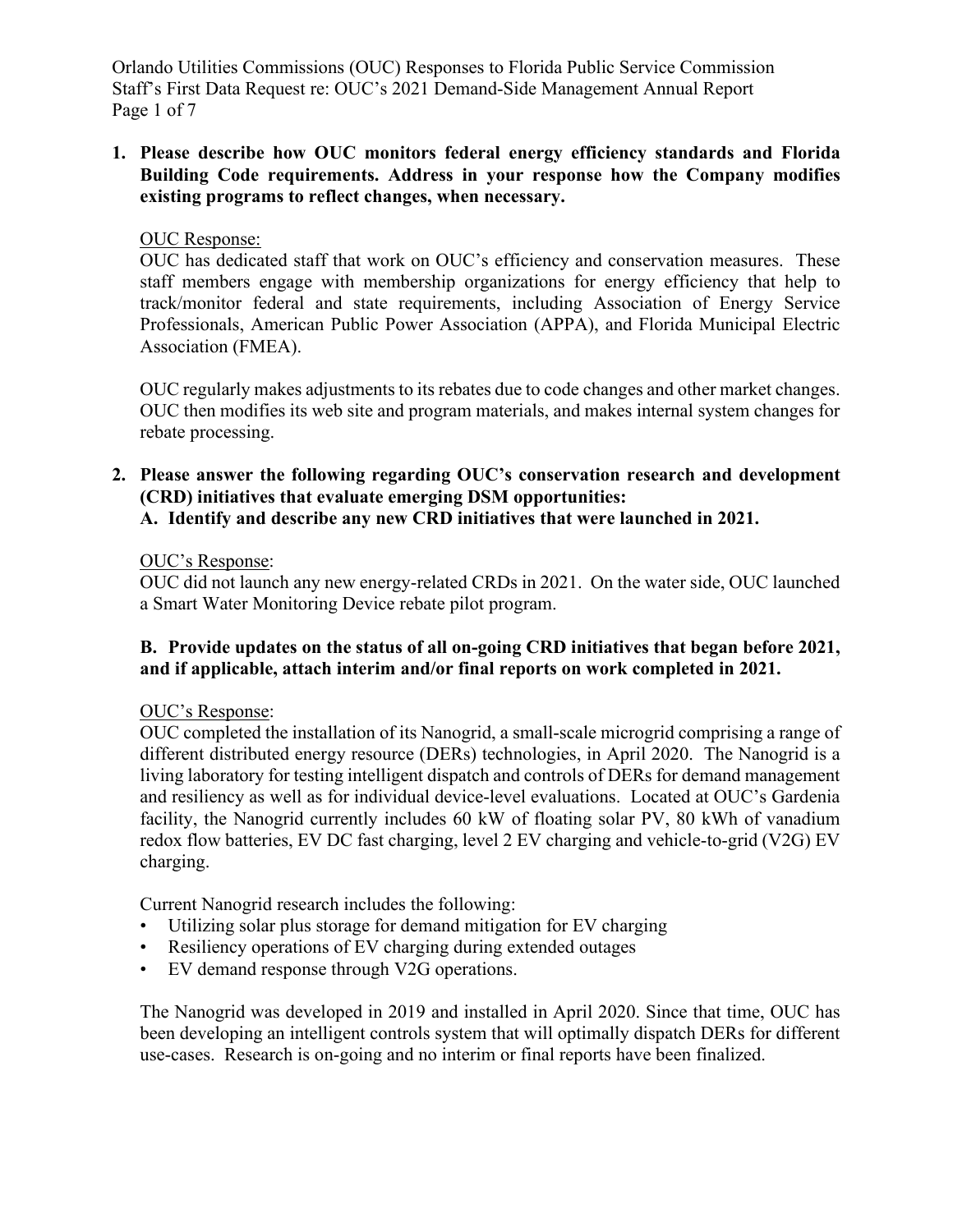**1. Please describe how OUC monitors federal energy efficiency standards and Florida Building Code requirements. Address in your response how the Company modifies existing programs to reflect changes, when necessary.**

OUC Response:

OUC has dedicated staff that work on OUC's efficiency and conservation measures. These staff members engage with membership organizations for energy efficiency that help to track/monitor federal and state requirements, including Association of Energy Service Professionals, American Public Power Association (APPA), and Florida Municipal Electric Association (FMEA).

OUC regularly makes adjustments to its rebates due to code changes and other market changes. OUC then modifies its web site and program materials, and makes internal system changes for rebate processing.

**2. Please answer the following regarding OUC's conservation research and development (CRD) initiatives that evaluate emerging DSM opportunities:**

**A. Identify and describe any new CRD initiatives that were launched in 2021.**

OUC's Response:

OUC did not launch any new energy-related CRDs in 2021. On the water side, OUC launched a Smart Water Monitoring Device rebate pilot program.

**B. Provide updates on the status of all on-going CRD initiatives that began before 2021, and if applicable, attach interim and/or final reports on work completed in 2021.**

OUC's Response:

OUC completed the installation of its Nanogrid, a small-scale microgrid comprising a range of different distributed energy resource (DERs) technologies, in April 2020. The Nanogrid is a living laboratory for testing intelligent dispatch and controls of DERs for demand management and resiliency as well as for individual device-level evaluations. Located at OUC's Gardenia facility, the Nanogrid currently includes 60 kW of floating solar PV, 80 kWh of vanadium redox flow batteries, EV DC fast charging, level 2 EV charging and vehicle-to-grid (V2G) EV charging.

Current Nanogrid research includes the following:

- Utilizing solar plus storage for demand mitigation for EV charging
- Resiliency operations of EV charging during extended outages
- EV demand response through V2G operations.

The Nanogrid was developed in 2019 and installed in April 2020. Since that time, OUC has been developing an intelligent controls system that will optimally dispatch DERs for different use-cases. Research is on-going and no interim or final reports have been finalized.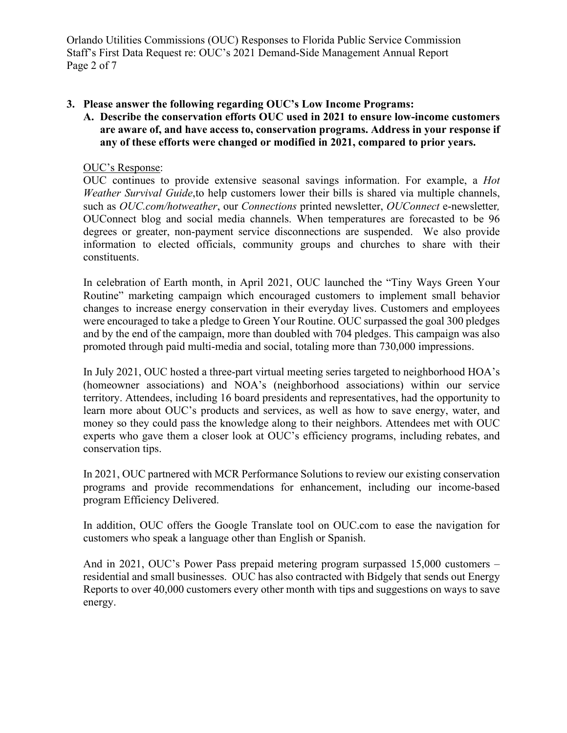**3. Please answer the following regarding OUC's Low Income Programs:**

**A. Describe the conservation efforts OUC used in 2021 to ensure low-income customers are aware of, and have access to, conservation programs. Address in your response if any of these efforts were changed or modified in 2021, compared to prior years.**

OUC's Response:

OUC continues to provide extensive seasonal savings information. For example, a *Hot Weather Survival Guide*,to help customers lower their bills is shared via multiple channels, such as *OUC.com/hotweather*, our *Connections* printed newsletter, *OUConnect* e-newsletter*,* OUConnect blog and social media channels. When temperatures are forecasted to be 96 degrees or greater, non-payment service disconnections are suspended. We also provide information to elected officials, community groups and churches to share with their constituents.

In celebration of Earth month, in April 2021, OUC launched the "Tiny Ways Green Your Routine" marketing campaign which encouraged customers to implement small behavior changes to increase energy conservation in their everyday lives. Customers and employees were encouraged to take a pledge to Green Your Routine. OUC surpassed the goal 300 pledges and by the end of the campaign, more than doubled with 704 pledges. This campaign was also promoted through paid multi-media and social, totaling more than 730,000 impressions.

In July 2021, OUC hosted a three-part virtual meeting series targeted to neighborhood HOA's (homeowner associations) and NOA's (neighborhood associations) within our service territory. Attendees, including 16 board presidents and representatives, had the opportunity to learn more about OUC's products and services, as well as how to save energy, water, and money so they could pass the knowledge along to their neighbors. Attendees met with OUC experts who gave them a closer look at OUC's efficiency programs, including rebates, and conservation tips.

In 2021, OUC partnered with MCR Performance Solutions to review our existing conservation programs and provide recommendations for enhancement, including our income-based program Efficiency Delivered.

In addition, OUC offers the Google Translate tool on OUC.com to ease the navigation for customers who speak a language other than English or Spanish.

And in 2021, OUC's Power Pass prepaid metering program surpassed 15,000 customers – residential and small businesses. OUC has also contracted with Bidgely that sends out Energy Reports to over 40,000 customers every other month with tips and suggestions on ways to save energy.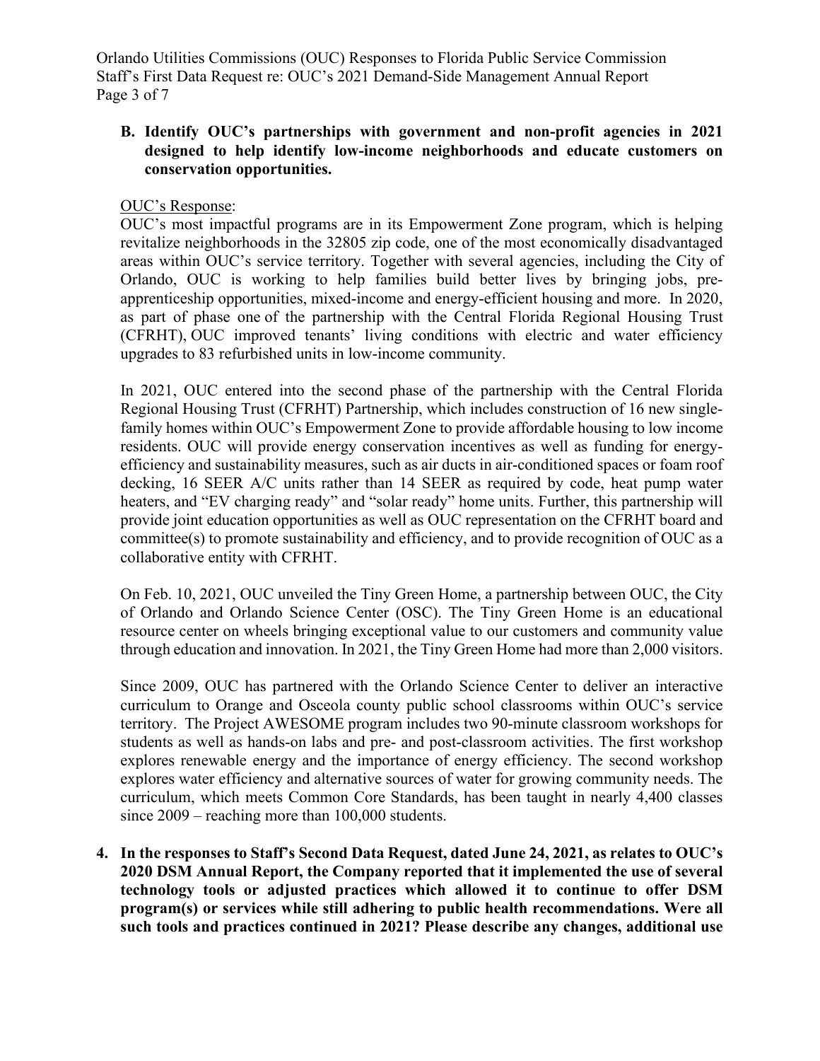**B. Identify OUC's partnerships with government and non-profit agencies in 2021 designed to help identify low-income neighborhoods and educate customers on conservation opportunities.**

OUC's Response:

OUC's most impactful programs are in its Empowerment Zone program, which is helping revitalize neighborhoods in the 32805 zip code, one of the most economically disadvantaged areas within OUC's service territory. Together with several agencies, including the City of Orlando, OUC is working to help families build better lives by bringing jobs, pre-apprenticeship opportunities, mixed-income and energy-efficient housing and more. In 2020, as part of phase one of the partnership with the Central Florida Regional Housing Trust (CFRHT), OUC improved tenants' living conditions with electric and water efficiency upgrades to 83 refurbished units in low-income community.

In 2021, OUC entered into the second phase of the partnership with the Central Florida Regional Housing Trust (CFRHT) Partnership, which includes construction of 16 new single-family homes within OUC's Empowerment Zone to provide affordable housing to low income residents. OUC will provide energy conservation incentives as well as funding for energy-efficiency and sustainability measures, such as air ducts in air-conditioned spaces or foam roof decking, 16 SEER A/C units rather than 14 SEER as required by code, heat pump water heaters, and "EV charging ready" and "solar ready" home units. Further, this partnership will provide joint education opportunities as well as OUC representation on the CFRHT board and committee(s) to promote sustainability and efficiency, and to provide recognition of OUC as a collaborative entity with CFRHT.

On Feb. 10, 2021, OUC unveiled the Tiny Green Home, a partnership between OUC, the City of Orlando and Orlando Science Center (OSC). The Tiny Green Home is an educational resource center on wheels bringing exceptional value to our customers and community value through education and innovation. In 2021, the Tiny Green Home had more than 2,000 visitors.

Since 2009, OUC has partnered with the Orlando Science Center to deliver an interactive curriculum to Orange and Osceola county public school classrooms within OUC's service territory. The Project AWESOME program includes two 90-minute classroom workshops for students as well as hands-on labs and pre- and post-classroom activities. The first workshop explores renewable energy and the importance of energy efficiency. The second workshop explores water efficiency and alternative sources of water for growing community needs. The curriculum, which meets Common Core Standards, has been taught in nearly 4,400 classes since 2009 – reaching more than 100,000 students.

**4. In the responses to Staff's Second Data Request, dated June 24, 2021, as relates to OUC's 2020 DSM Annual Report, the Company reported that it implemented the use of several technology tools or adjusted practices which allowed it to continue to offer DSM program(s) or services while still adhering to public health recommendations. Were all such tools and practices continued in 2021? Please describe any changes, additional use**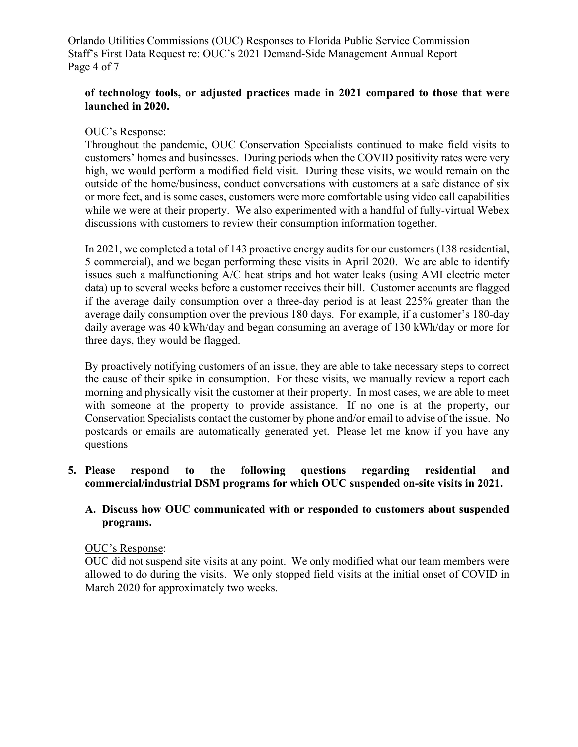**of technology tools, or adjusted practices made in 2021 compared to those that were launched in 2020.**

OUC's Response:
Throughout the pandemic, OUC Conservation Specialists continued to make field visits to customers' homes and businesses. During periods when the COVID positivity rates were very high, we would perform a modified field visit. During these visits, we would remain on the outside of the home/business, conduct conversations with customers at a safe distance of six or more feet, and is some cases, customers were more comfortable using video call capabilities while we were at their property. We also experimented with a handful of fully-virtual Webex discussions with customers to review their consumption information together.

In 2021, we completed a total of 143 proactive energy audits for our customers (138 residential, 5 commercial), and we began performing these visits in April 2020. We are able to identify issues such a malfunctioning A/C heat strips and hot water leaks (using AMI electric meter data) up to several weeks before a customer receives their bill. Customer accounts are flagged if the average daily consumption over a three-day period is at least 225% greater than the average daily consumption over the previous 180 days. For example, if a customer's 180-day daily average was 40 kWh/day and began consuming an average of 130 kWh/day or more for three days, they would be flagged.

By proactively notifying customers of an issue, they are able to take necessary steps to correct the cause of their spike in consumption. For these visits, we manually review a report each morning and physically visit the customer at their property. In most cases, we are able to meet with someone at the property to provide assistance. If no one is at the property, our Conservation Specialists contact the customer by phone and/or email to advise of the issue. No postcards or emails are automatically generated yet. Please let me know if you have any questions

**5. Please respond to the following questions regarding residential and commercial/industrial DSM programs for which OUC suspended on-site visits in 2021.**

**A. Discuss how OUC communicated with or responded to customers about suspended programs.**

OUC's Response:
OUC did not suspend site visits at any point. We only modified what our team members were allowed to do during the visits. We only stopped field visits at the initial onset of COVID in March 2020 for approximately two weeks.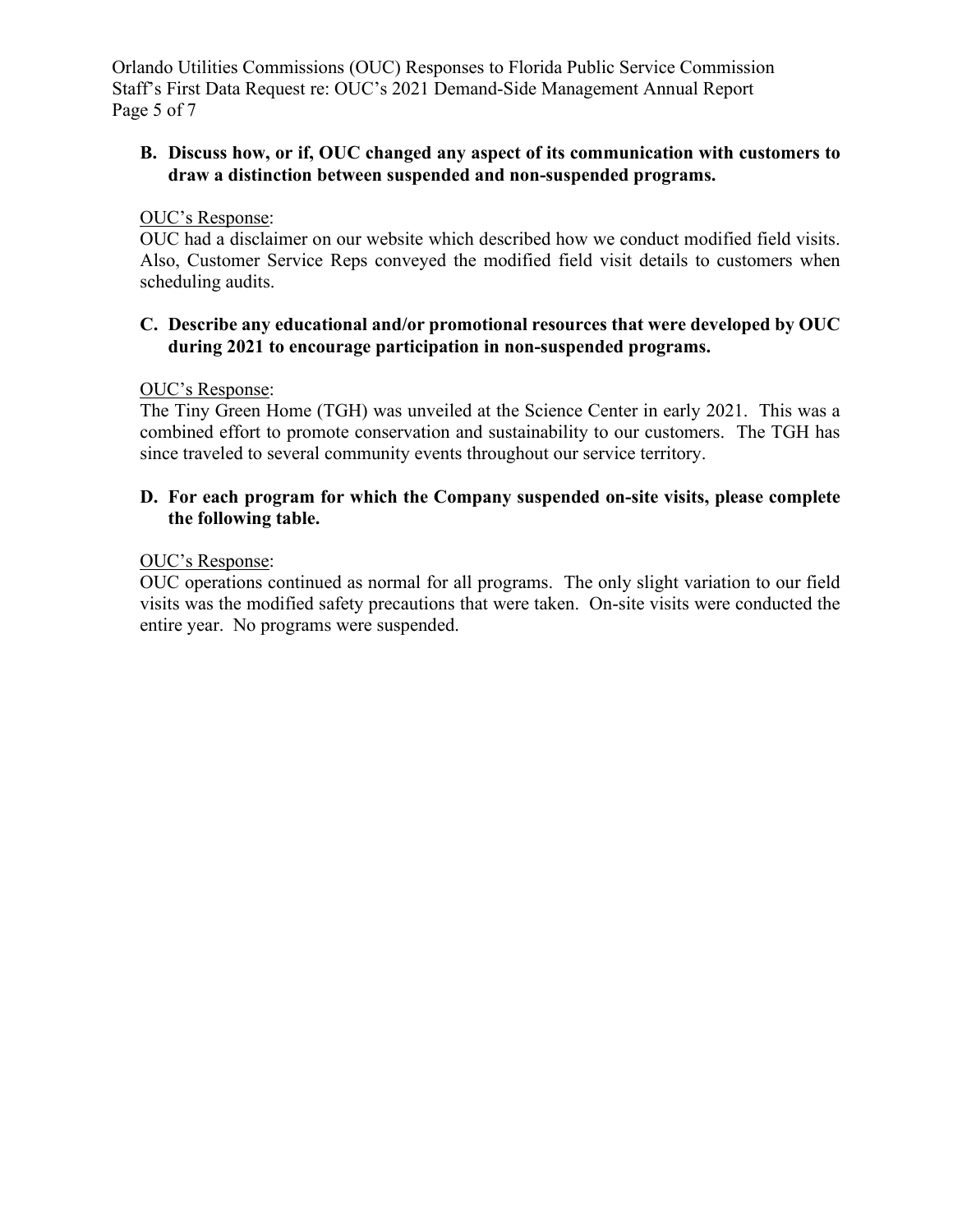**B. Discuss how, or if, OUC changed any aspect of its communication with customers to draw a distinction between suspended and non-suspended programs.**

OUC's Response:
OUC had a disclaimer on our website which described how we conduct modified field visits. Also, Customer Service Reps conveyed the modified field visit details to customers when scheduling audits.

**C. Describe any educational and/or promotional resources that were developed by OUC during 2021 to encourage participation in non-suspended programs.**

OUC's Response:
The Tiny Green Home (TGH) was unveiled at the Science Center in early 2021. This was a combined effort to promote conservation and sustainability to our customers. The TGH has since traveled to several community events throughout our service territory.

**D. For each program for which the Company suspended on-site visits, please complete the following table.**

OUC's Response:
OUC operations continued as normal for all programs. The only slight variation to our field visits was the modified safety precautions that were taken. On-site visits were conducted the entire year. No programs were suspended.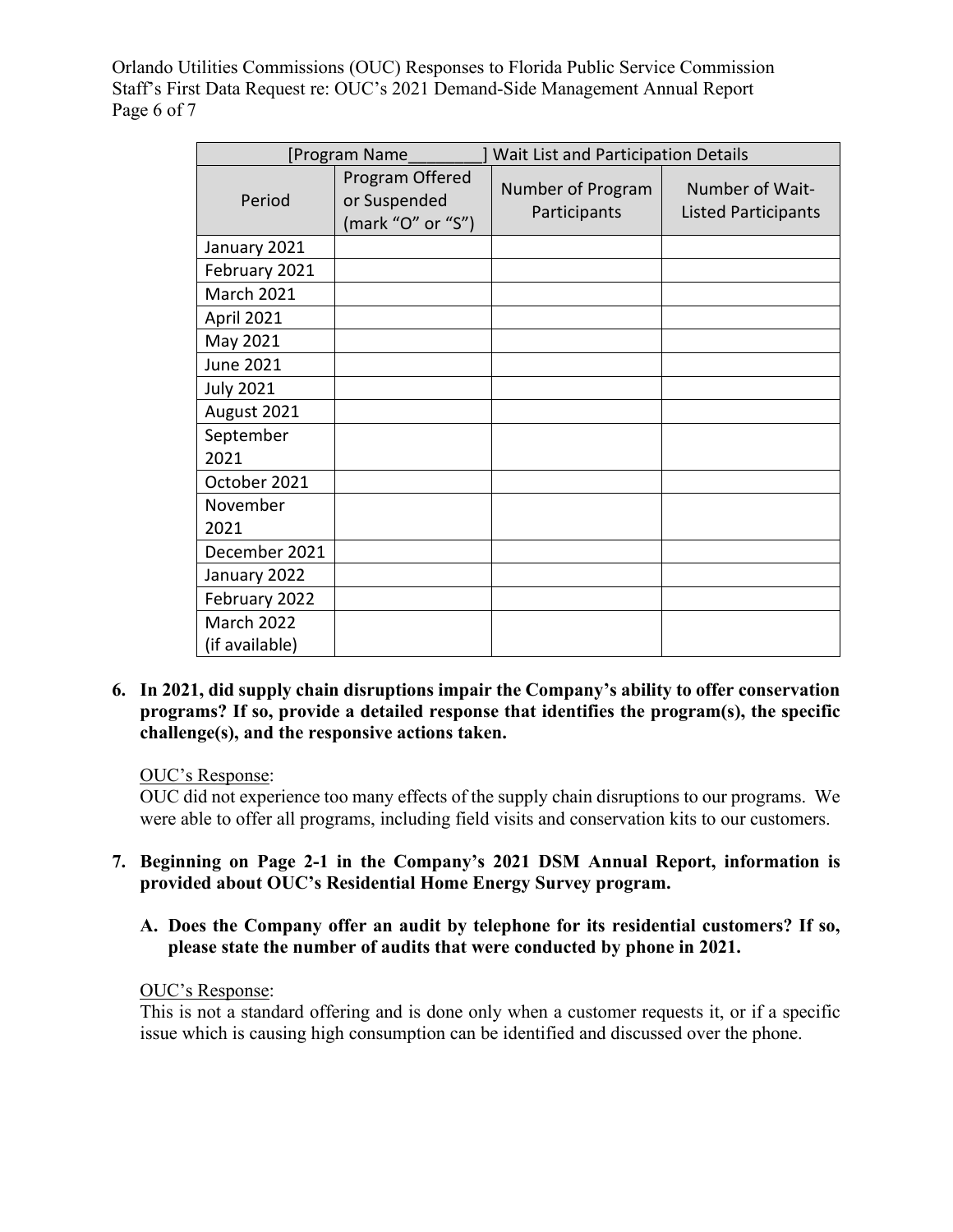| [Program Name________] Wait List and Participation Details | | | |
|---|---|---|---|
| Period | Program Offered or Suspended (mark "O" or "S") | Number of Program Participants | Number of Wait-Listed Participants |
| January 2021 | | | |
| February 2021 | | | |
| March 2021 | | | |
| April 2021 | | | |
| May 2021 | | | |
| June 2021 | | | |
| July 2021 | | | |
| August 2021 | | | |
| September 2021 | | | |
| October 2021 | | | |
| November 2021 | | | |
| December 2021 | | | |
| January 2022 | | | |
| February 2022 | | | |
| March 2022 (if available) | | | |

**6. In 2021, did supply chain disruptions impair the Company's ability to offer conservation programs? If so, provide a detailed response that identifies the program(s), the specific challenge(s), and the responsive actions taken.**

OUC's Response:
OUC did not experience too many effects of the supply chain disruptions to our programs. We were able to offer all programs, including field visits and conservation kits to our customers.

**7. Beginning on Page 2-1 in the Company's 2021 DSM Annual Report, information is provided about OUC's Residential Home Energy Survey program.**

**A. Does the Company offer an audit by telephone for its residential customers? If so, please state the number of audits that were conducted by phone in 2021.**

OUC's Response:
This is not a standard offering and is done only when a customer requests it, or if a specific issue which is causing high consumption can be identified and discussed over the phone.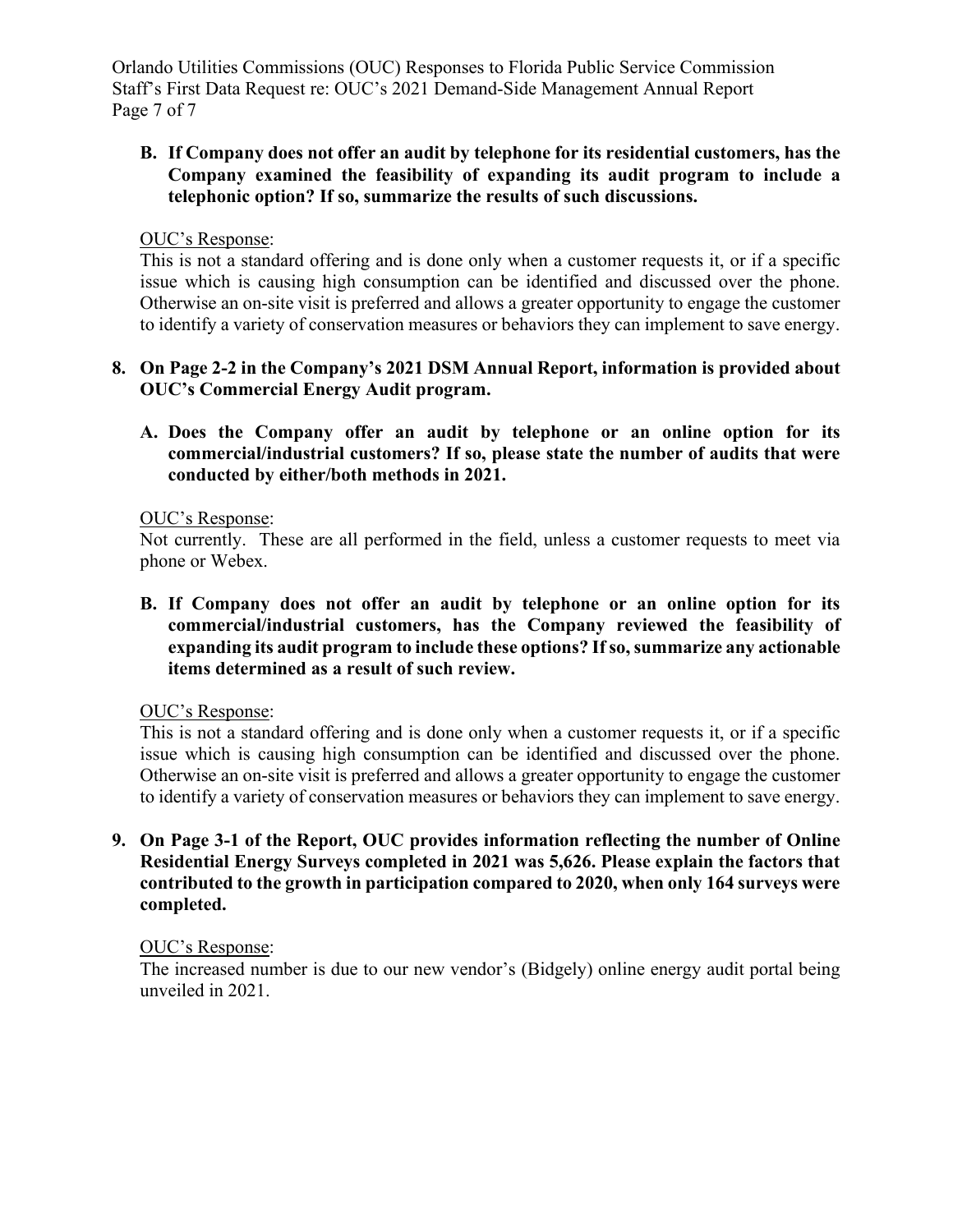**B. If Company does not offer an audit by telephone for its residential customers, has the Company examined the feasibility of expanding its audit program to include a telephonic option? If so, summarize the results of such discussions.**

OUC's Response:

This is not a standard offering and is done only when a customer requests it, or if a specific issue which is causing high consumption can be identified and discussed over the phone. Otherwise an on-site visit is preferred and allows a greater opportunity to engage the customer to identify a variety of conservation measures or behaviors they can implement to save energy.

**8. On Page 2-2 in the Company's 2021 DSM Annual Report, information is provided about OUC's Commercial Energy Audit program.**

**A. Does the Company offer an audit by telephone or an online option for its commercial/industrial customers? If so, please state the number of audits that were conducted by either/both methods in 2021.**

OUC's Response:

Not currently. These are all performed in the field, unless a customer requests to meet via phone or Webex.

**B. If Company does not offer an audit by telephone or an online option for its commercial/industrial customers, has the Company reviewed the feasibility of expanding its audit program to include these options? If so, summarize any actionable items determined as a result of such review.**

OUC's Response:

This is not a standard offering and is done only when a customer requests it, or if a specific issue which is causing high consumption can be identified and discussed over the phone. Otherwise an on-site visit is preferred and allows a greater opportunity to engage the customer to identify a variety of conservation measures or behaviors they can implement to save energy.

**9. On Page 3-1 of the Report, OUC provides information reflecting the number of Online Residential Energy Surveys completed in 2021 was 5,626. Please explain the factors that contributed to the growth in participation compared to 2020, when only 164 surveys were completed.**

OUC's Response:

The increased number is due to our new vendor's (Bidgely) online energy audit portal being unveiled in 2021.